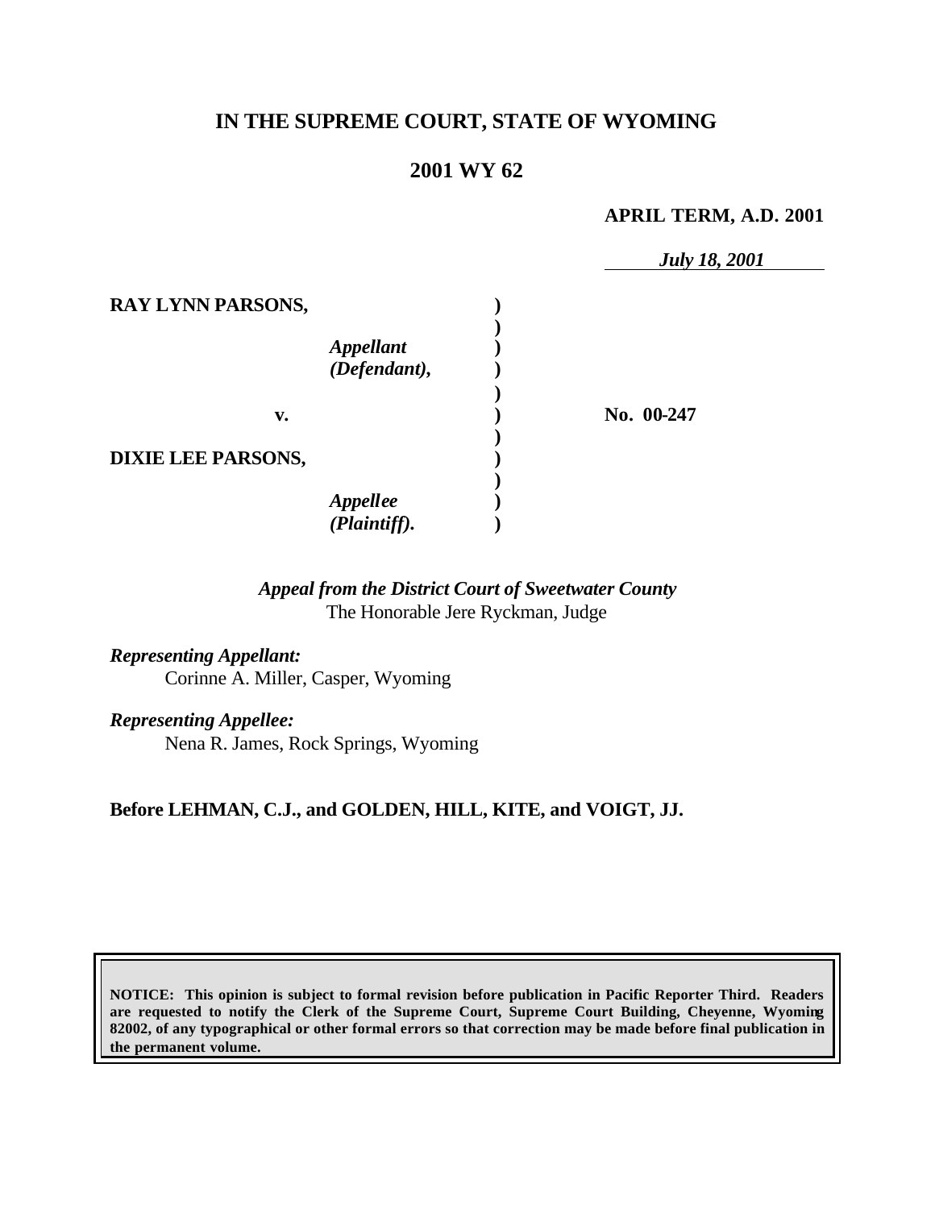# IN THE SUPREME COURT, STATE OF WYOMING

## 2001 WY 62

**APRIL TERM, A.D. 2001**

*July 18, 2001*

| | | |
|---|---|---|
| **RAY LYNN PARSONS,** *Appellant (Defendant),* | | |
| **v.** | | **No. 00-247** |
| **DIXIE LEE PARSONS,** *Appellee (Plaintiff).* | | |

*Appeal from the District Court of Sweetwater County*
The Honorable Jere Ryckman, Judge

*Representing Appellant:*
Corinne A. Miller, Casper, Wyoming

*Representing Appellee:*
Nena R. James, Rock Springs, Wyoming

**Before LEHMAN, C.J., and GOLDEN, HILL, KITE, and VOIGT, JJ.**

**NOTICE: This opinion is subject to formal revision before publication in Pacific Reporter Third. Readers are requested to notify the Clerk of the Supreme Court, Supreme Court Building, Cheyenne, Wyoming 82002, of any typographical or other formal errors so that correction may be made before final publication in the permanent volume.**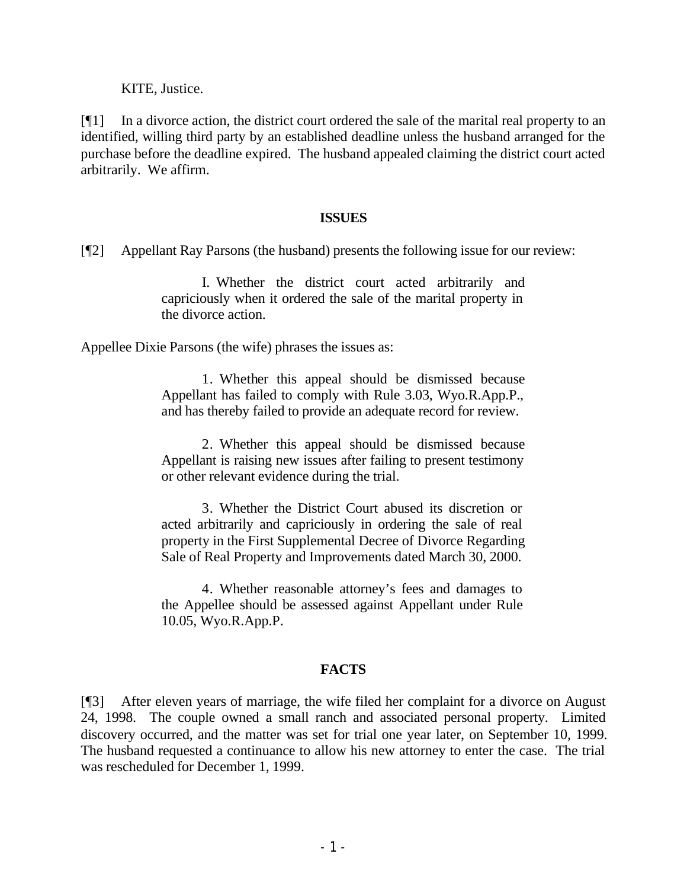KITE, Justice.

[¶1] In a divorce action, the district court ordered the sale of the marital real property to an identified, willing third party by an established deadline unless the husband arranged for the purchase before the deadline expired. The husband appealed claiming the district court acted arbitrarily. We affirm.

## ISSUES

[¶2] Appellant Ray Parsons (the husband) presents the following issue for our review:

> I. Whether the district court acted arbitrarily and capriciously when it ordered the sale of the marital property in the divorce action.

Appellee Dixie Parsons (the wife) phrases the issues as:

> 1. Whether this appeal should be dismissed because Appellant has failed to comply with Rule 3.03, Wyo.R.App.P., and has thereby failed to provide an adequate record for review.
>
> 2. Whether this appeal should be dismissed because Appellant is raising new issues after failing to present testimony or other relevant evidence during the trial.
>
> 3. Whether the District Court abused its discretion or acted arbitrarily and capriciously in ordering the sale of real property in the First Supplemental Decree of Divorce Regarding Sale of Real Property and Improvements dated March 30, 2000.
>
> 4. Whether reasonable attorney's fees and damages to the Appellee should be assessed against Appellant under Rule 10.05, Wyo.R.App.P.

## FACTS

[¶3] After eleven years of marriage, the wife filed her complaint for a divorce on August 24, 1998. The couple owned a small ranch and associated personal property. Limited discovery occurred, and the matter was set for trial one year later, on September 10, 1999. The husband requested a continuance to allow his new attorney to enter the case. The trial was rescheduled for December 1, 1999.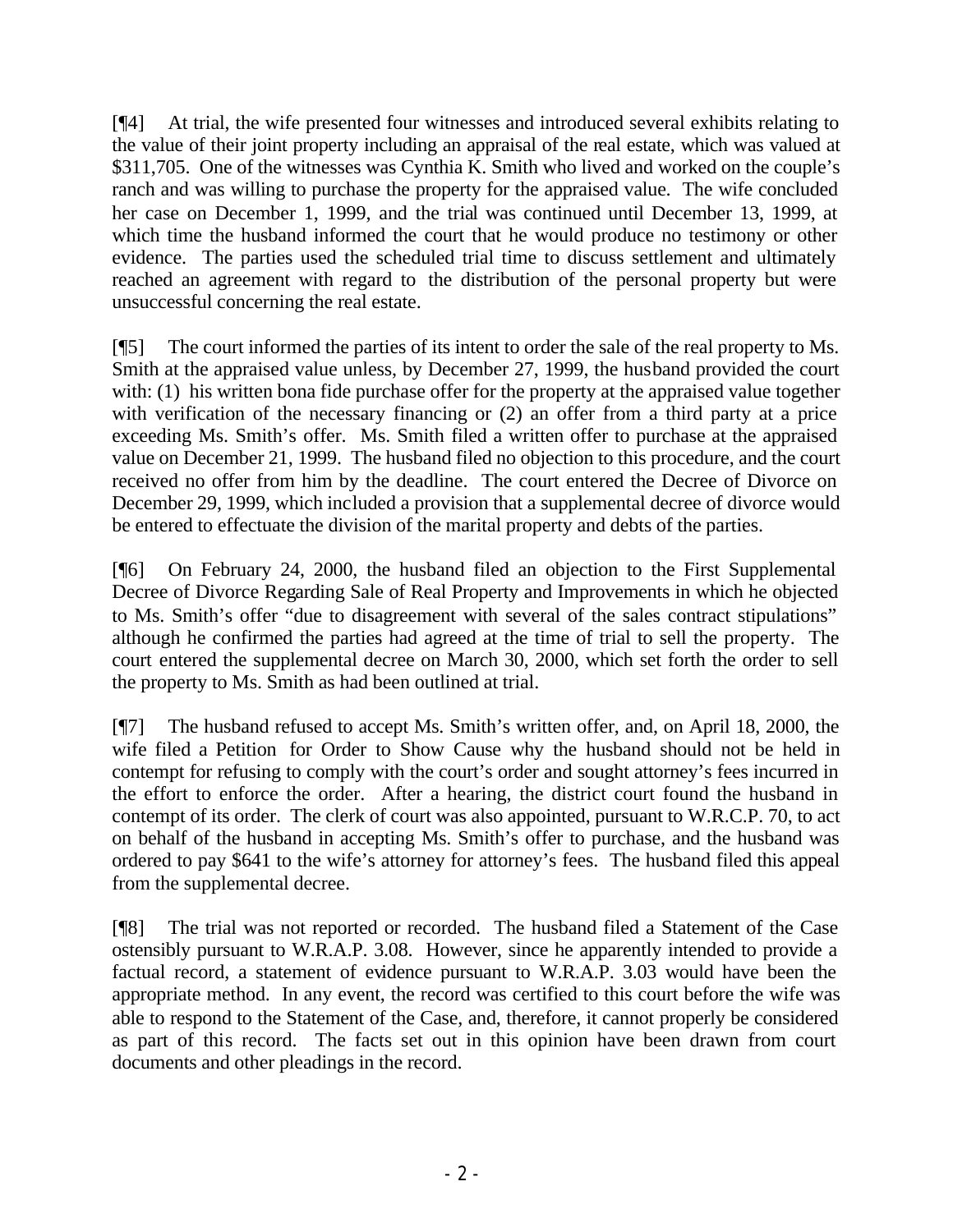[¶4] At trial, the wife presented four witnesses and introduced several exhibits relating to the value of their joint property including an appraisal of the real estate, which was valued at $311,705. One of the witnesses was Cynthia K. Smith who lived and worked on the couple's ranch and was willing to purchase the property for the appraised value. The wife concluded her case on December 1, 1999, and the trial was continued until December 13, 1999, at which time the husband informed the court that he would produce no testimony or other evidence. The parties used the scheduled trial time to discuss settlement and ultimately reached an agreement with regard to the distribution of the personal property but were unsuccessful concerning the real estate.

[¶5] The court informed the parties of its intent to order the sale of the real property to Ms. Smith at the appraised value unless, by December 27, 1999, the husband provided the court with: (1) his written bona fide purchase offer for the property at the appraised value together with verification of the necessary financing or (2) an offer from a third party at a price exceeding Ms. Smith's offer. Ms. Smith filed a written offer to purchase at the appraised value on December 21, 1999. The husband filed no objection to this procedure, and the court received no offer from him by the deadline. The court entered the Decree of Divorce on December 29, 1999, which included a provision that a supplemental decree of divorce would be entered to effectuate the division of the marital property and debts of the parties.

[¶6] On February 24, 2000, the husband filed an objection to the First Supplemental Decree of Divorce Regarding Sale of Real Property and Improvements in which he objected to Ms. Smith's offer "due to disagreement with several of the sales contract stipulations" although he confirmed the parties had agreed at the time of trial to sell the property. The court entered the supplemental decree on March 30, 2000, which set forth the order to sell the property to Ms. Smith as had been outlined at trial.

[¶7] The husband refused to accept Ms. Smith's written offer, and, on April 18, 2000, the wife filed a Petition for Order to Show Cause why the husband should not be held in contempt for refusing to comply with the court's order and sought attorney's fees incurred in the effort to enforce the order. After a hearing, the district court found the husband in contempt of its order. The clerk of court was also appointed, pursuant to W.R.C.P. 70, to act on behalf of the husband in accepting Ms. Smith's offer to purchase, and the husband was ordered to pay $641 to the wife's attorney for attorney's fees. The husband filed this appeal from the supplemental decree.

[¶8] The trial was not reported or recorded. The husband filed a Statement of the Case ostensibly pursuant to W.R.A.P. 3.08. However, since he apparently intended to provide a factual record, a statement of evidence pursuant to W.R.A.P. 3.03 would have been the appropriate method. In any event, the record was certified to this court before the wife was able to respond to the Statement of the Case, and, therefore, it cannot properly be considered as part of this record. The facts set out in this opinion have been drawn from court documents and other pleadings in the record.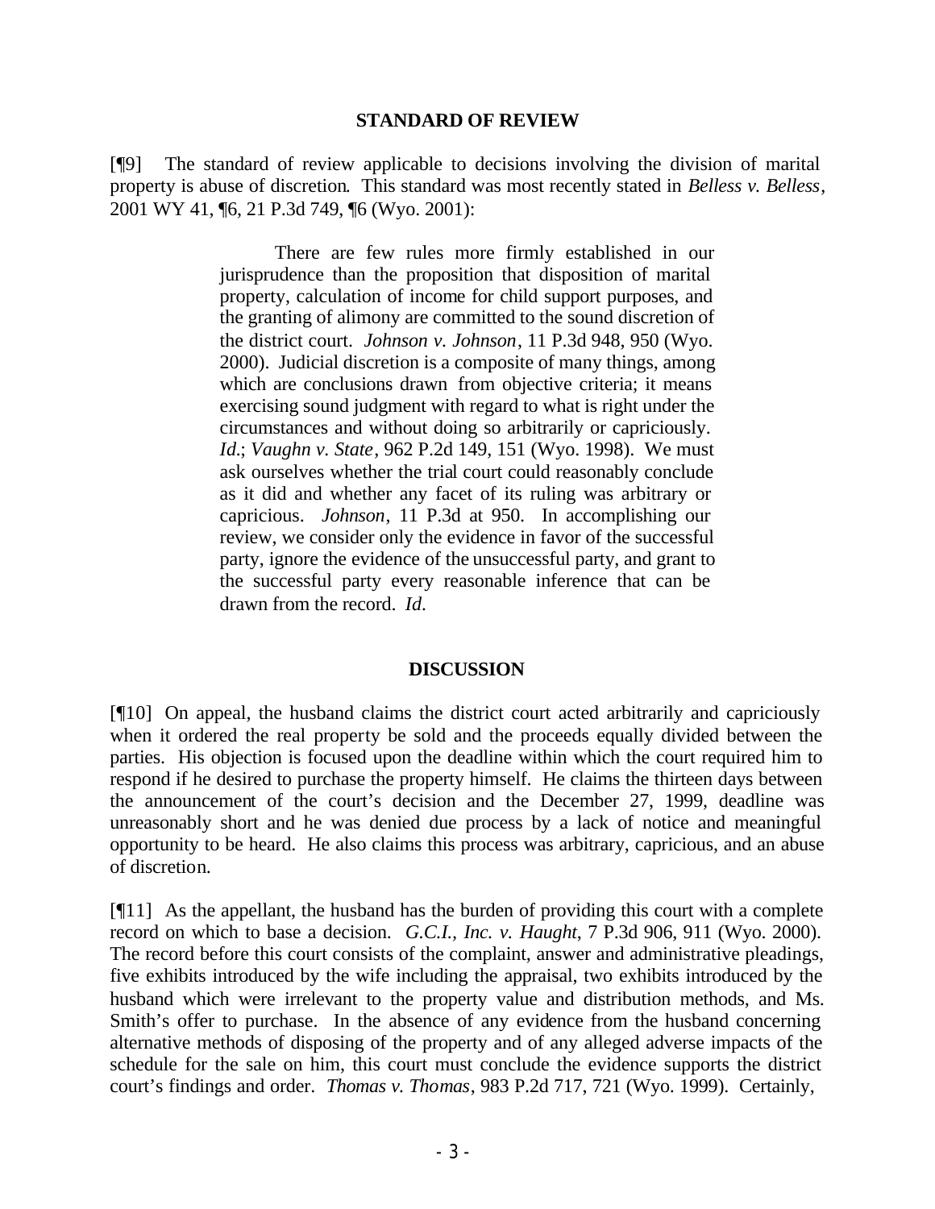## STANDARD OF REVIEW

[¶9] The standard of review applicable to decisions involving the division of marital property is abuse of discretion. This standard was most recently stated in *Belless v. Belless*, 2001 WY 41, ¶6, 21 P.3d 749, ¶6 (Wyo. 2001):

> There are few rules more firmly established in our jurisprudence than the proposition that disposition of marital property, calculation of income for child support purposes, and the granting of alimony are committed to the sound discretion of the district court. *Johnson v. Johnson*, 11 P.3d 948, 950 (Wyo. 2000). Judicial discretion is a composite of many things, among which are conclusions drawn from objective criteria; it means exercising sound judgment with regard to what is right under the circumstances and without doing so arbitrarily or capriciously. *Id.*; *Vaughn v. State*, 962 P.2d 149, 151 (Wyo. 1998). We must ask ourselves whether the trial court could reasonably conclude as it did and whether any facet of its ruling was arbitrary or capricious. *Johnson*, 11 P.3d at 950. In accomplishing our review, we consider only the evidence in favor of the successful party, ignore the evidence of the unsuccessful party, and grant to the successful party every reasonable inference that can be drawn from the record. *Id.*

## DISCUSSION

[¶10] On appeal, the husband claims the district court acted arbitrarily and capriciously when it ordered the real property be sold and the proceeds equally divided between the parties. His objection is focused upon the deadline within which the court required him to respond if he desired to purchase the property himself. He claims the thirteen days between the announcement of the court's decision and the December 27, 1999, deadline was unreasonably short and he was denied due process by a lack of notice and meaningful opportunity to be heard. He also claims this process was arbitrary, capricious, and an abuse of discretion.

[¶11] As the appellant, the husband has the burden of providing this court with a complete record on which to base a decision. *G.C.I., Inc. v. Haught*, 7 P.3d 906, 911 (Wyo. 2000). The record before this court consists of the complaint, answer and administrative pleadings, five exhibits introduced by the wife including the appraisal, two exhibits introduced by the husband which were irrelevant to the property value and distribution methods, and Ms. Smith's offer to purchase. In the absence of any evidence from the husband concerning alternative methods of disposing of the property and of any alleged adverse impacts of the schedule for the sale on him, this court must conclude the evidence supports the district court's findings and order. *Thomas v. Thomas*, 983 P.2d 717, 721 (Wyo. 1999). Certainly,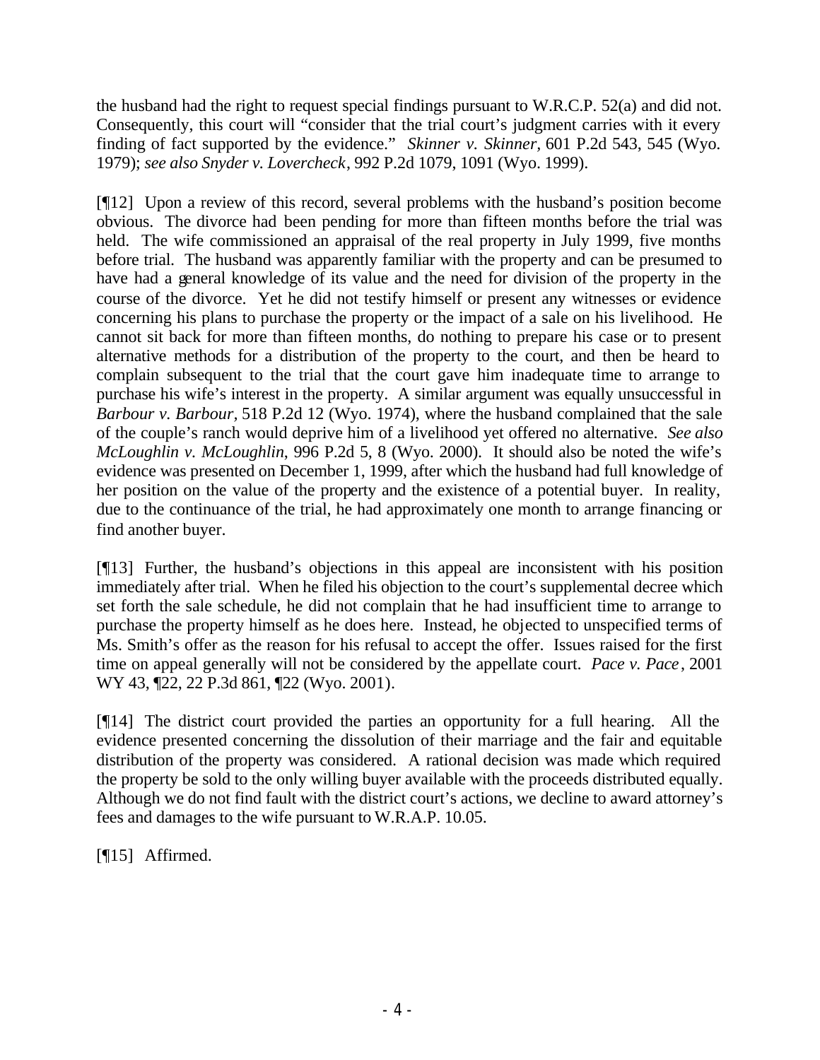the husband had the right to request special findings pursuant to W.R.C.P. 52(a) and did not. Consequently, this court will "consider that the trial court's judgment carries with it every finding of fact supported by the evidence." *Skinner v. Skinner*, 601 P.2d 543, 545 (Wyo. 1979); *see also Snyder v. Lovercheck*, 992 P.2d 1079, 1091 (Wyo. 1999).

[¶12] Upon a review of this record, several problems with the husband's position become obvious. The divorce had been pending for more than fifteen months before the trial was held. The wife commissioned an appraisal of the real property in July 1999, five months before trial. The husband was apparently familiar with the property and can be presumed to have had a general knowledge of its value and the need for division of the property in the course of the divorce. Yet he did not testify himself or present any witnesses or evidence concerning his plans to purchase the property or the impact of a sale on his livelihood. He cannot sit back for more than fifteen months, do nothing to prepare his case or to present alternative methods for a distribution of the property to the court, and then be heard to complain subsequent to the trial that the court gave him inadequate time to arrange to purchase his wife's interest in the property. A similar argument was equally unsuccessful in *Barbour v. Barbour*, 518 P.2d 12 (Wyo. 1974), where the husband complained that the sale of the couple's ranch would deprive him of a livelihood yet offered no alternative. *See also McLoughlin v. McLoughlin*, 996 P.2d 5, 8 (Wyo. 2000). It should also be noted the wife's evidence was presented on December 1, 1999, after which the husband had full knowledge of her position on the value of the property and the existence of a potential buyer. In reality, due to the continuance of the trial, he had approximately one month to arrange financing or find another buyer.

[¶13] Further, the husband's objections in this appeal are inconsistent with his position immediately after trial. When he filed his objection to the court's supplemental decree which set forth the sale schedule, he did not complain that he had insufficient time to arrange to purchase the property himself as he does here. Instead, he objected to unspecified terms of Ms. Smith's offer as the reason for his refusal to accept the offer. Issues raised for the first time on appeal generally will not be considered by the appellate court. *Pace v. Pace*, 2001 WY 43, ¶22, 22 P.3d 861, ¶22 (Wyo. 2001).

[¶14] The district court provided the parties an opportunity for a full hearing. All the evidence presented concerning the dissolution of their marriage and the fair and equitable distribution of the property was considered. A rational decision was made which required the property be sold to the only willing buyer available with the proceeds distributed equally. Although we do not find fault with the district court's actions, we decline to award attorney's fees and damages to the wife pursuant to W.R.A.P. 10.05.

[¶15] Affirmed.